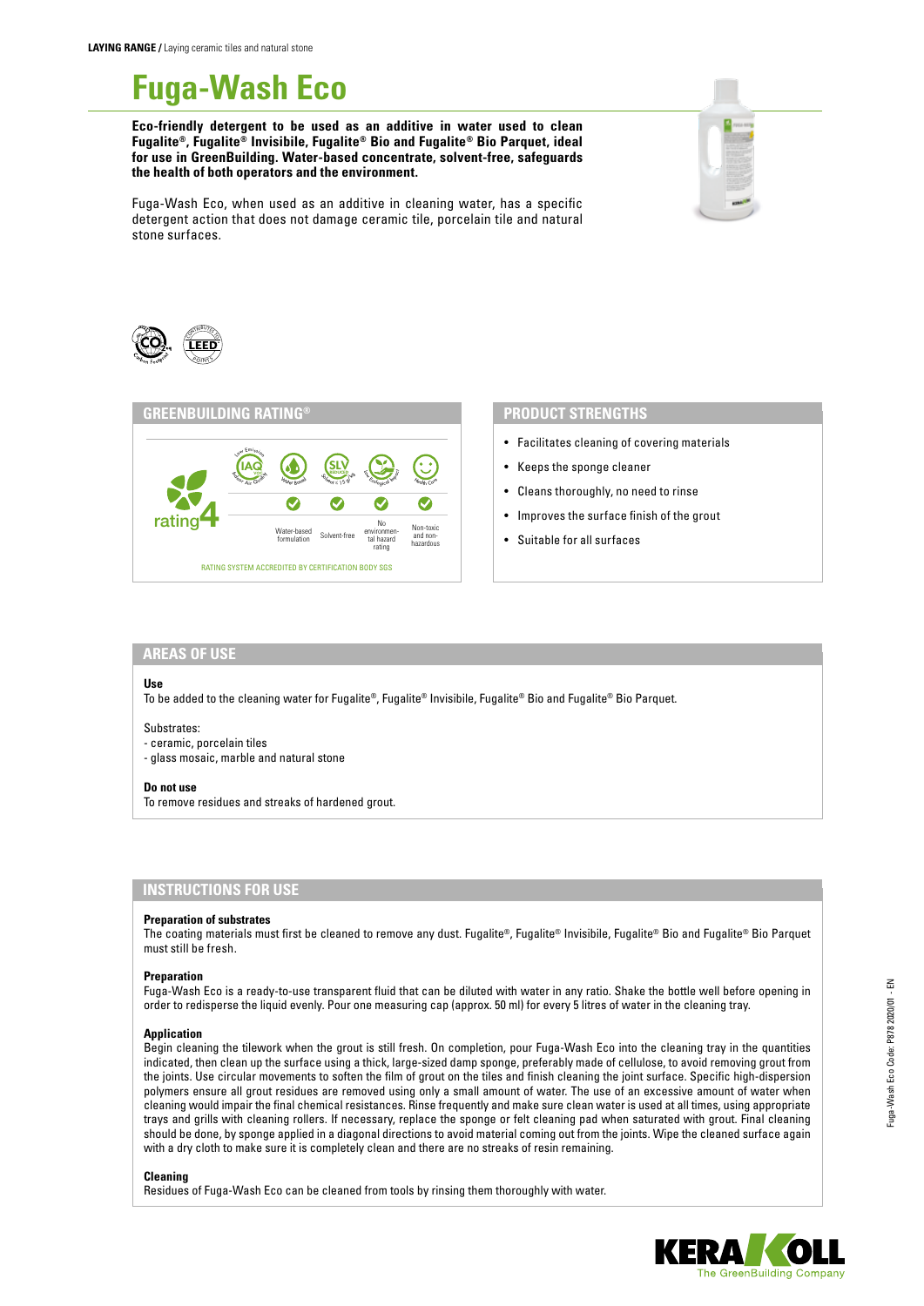**LAYING RANGE /** Laying ceramic tiles and natural stone

# Fuga-Wash Eco

**Eco-friendly detergent to be used as an additive in water used to clean Fugalite®, Fugalite® Invisibile, Fugalite® Bio and Fugalite® Bio Parquet, ideal for use in GreenBuilding. Water-based concentrate, solvent-free, safeguards the health of both operators and the environment.**

Fuga-Wash Eco, when used as an additive in cleaning water, has a specific detergent action that does not damage ceramic tile, porcelain tile and natural stone surfaces.

## GREENBUILDING RATING®

rating 4

| Water-based formulation | Solvent-free | No environmental hazard rating | Non-toxic and non-hazardous |
|---|---|---|---|
| ✓ | ✓ | ✓ | ✓ |

RATING SYSTEM ACCREDITED BY CERTIFICATION BODY SGS

## PRODUCT STRENGTHS

- Facilitates cleaning of covering materials
- Keeps the sponge cleaner
- Cleans thoroughly, no need to rinse
- Improves the surface finish of the grout
- Suitable for all surfaces

## AREAS OF USE

**Use**

To be added to the cleaning water for Fugalite®, Fugalite® Invisibile, Fugalite® Bio and Fugalite® Bio Parquet.

Substrates:
- ceramic, porcelain tiles
- glass mosaic, marble and natural stone

**Do not use**

To remove residues and streaks of hardened grout.

## INSTRUCTIONS FOR USE

**Preparation of substrates**

The coating materials must first be cleaned to remove any dust. Fugalite®, Fugalite® Invisibile, Fugalite® Bio and Fugalite® Bio Parquet must still be fresh.

**Preparation**

Fuga-Wash Eco is a ready-to-use transparent fluid that can be diluted with water in any ratio. Shake the bottle well before opening in order to redisperse the liquid evenly. Pour one measuring cap (approx. 50 ml) for every 5 litres of water in the cleaning tray.

**Application**

Begin cleaning the tilework when the grout is still fresh. On completion, pour Fuga-Wash Eco into the cleaning tray in the quantities indicated, then clean up the surface using a thick, large-sized damp sponge, preferably made of cellulose, to avoid removing grout from the joints. Use circular movements to soften the film of grout on the tiles and finish cleaning the joint surface. Specific high-dispersion polymers ensure all grout residues are removed using only a small amount of water. The use of an excessive amount of water when cleaning would impair the final chemical resistances. Rinse frequently and make sure clean water is used at all times, using appropriate trays and grills with cleaning rollers. If necessary, replace the sponge or felt cleaning pad when saturated with grout. Final cleaning should be done, by sponge applied in a diagonal directions to avoid material coming out from the joints. Wipe the cleaned surface again with a dry cloth to make sure it is completely clean and there are no streaks of resin remaining.

**Cleaning**

Residues of Fuga-Wash Eco can be cleaned from tools by rinsing them thoroughly with water.

Fuga-Wash Eco Code: P878 2020/01 - EN

KERAKOLL The GreenBuilding Company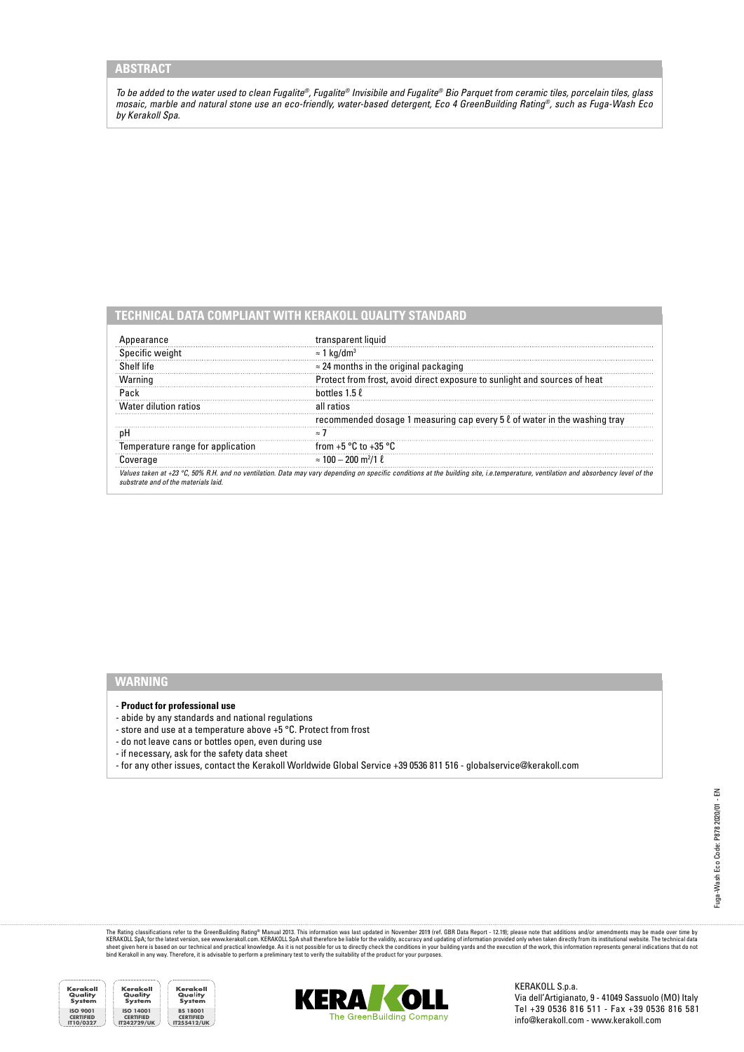## ABSTRACT

*To be added to the water used to clean Fugalite®, Fugalite® Invisibile and Fugalite® Bio Parquet from ceramic tiles, porcelain tiles, glass mosaic, marble and natural stone use an eco-friendly, water-based detergent, Eco 4 GreenBuilding Rating®, such as Fuga-Wash Eco by Kerakoll Spa.*

## TECHNICAL DATA COMPLIANT WITH KERAKOLL QUALITY STANDARD

| | |
|---|---|
| Appearance | transparent liquid |
| Specific weight | ≈ 1 kg/dm$^3$ |
| Shelf life | ≈ 24 months in the original packaging |
| Warning | Protect from frost, avoid direct exposure to sunlight and sources of heat |
| Pack | bottles 1.5 ℓ |
| Water dilution ratios | all ratios |
| | recommended dosage 1 measuring cap every 5 ℓ of water in the washing tray |
| pH | ≈ 7 |
| Temperature range for application | from +5 °C to +35 °C |
| Coverage | ≈ 100 – 200 m$^2$/1 ℓ |

*Values taken at +23 °C, 50% R.H. and no ventilation. Data may vary depending on specific conditions at the building site, i.e.temperature, ventilation and absorbency level of the substrate and of the materials laid.*

## WARNING

- **Product for professional use**
- abide by any standards and national regulations
- store and use at a temperature above +5 °C. Protect from frost
- do not leave cans or bottles open, even during use
- if necessary, ask for the safety data sheet
- for any other issues, contact the Kerakoll Worldwide Global Service +39 0536 811 516 - globalservice@kerakoll.com

Fuga-Wash Eco Code: P878 2020/01 - EN

The Rating classifications refer to the GreenBuilding Rating® Manual 2013. This information was last updated in November 2019 (ref. GBR Data Report - 12.19); please note that additions and/or amendments may be made over time by KERAKOLL SpA; for the latest version, see www.kerakoll.com. KERAKOLL SpA shall therefore be liable for the validity, accuracy and updating of information provided only when taken directly from its institutional website. The technical data sheet given here is based on our technical and practical knowledge. As it is not possible for us to directly check the conditions in your building yards and the execution of the work, this information represents general indications that do not bind Kerakoll in any way. Therefore, it is advisable to perform a preliminary test to verify the suitability of the product for your purposes.

Kerakoll Quality System ISO 9001 CERTIFIED IT10/0327

Kerakoll Quality System ISO 14001 CERTIFIED IT242729/UK

Kerakoll Quality System BS 18001 CERTIFIED IT255412/UK

KERAKOLL The GreenBuilding Company

KERAKOLL S.p.a.
Via dell'Artigianato, 9 - 41049 Sassuolo (MO) Italy
Tel +39 0536 816 511 - Fax +39 0536 816 581
info@kerakoll.com - www.kerakoll.com